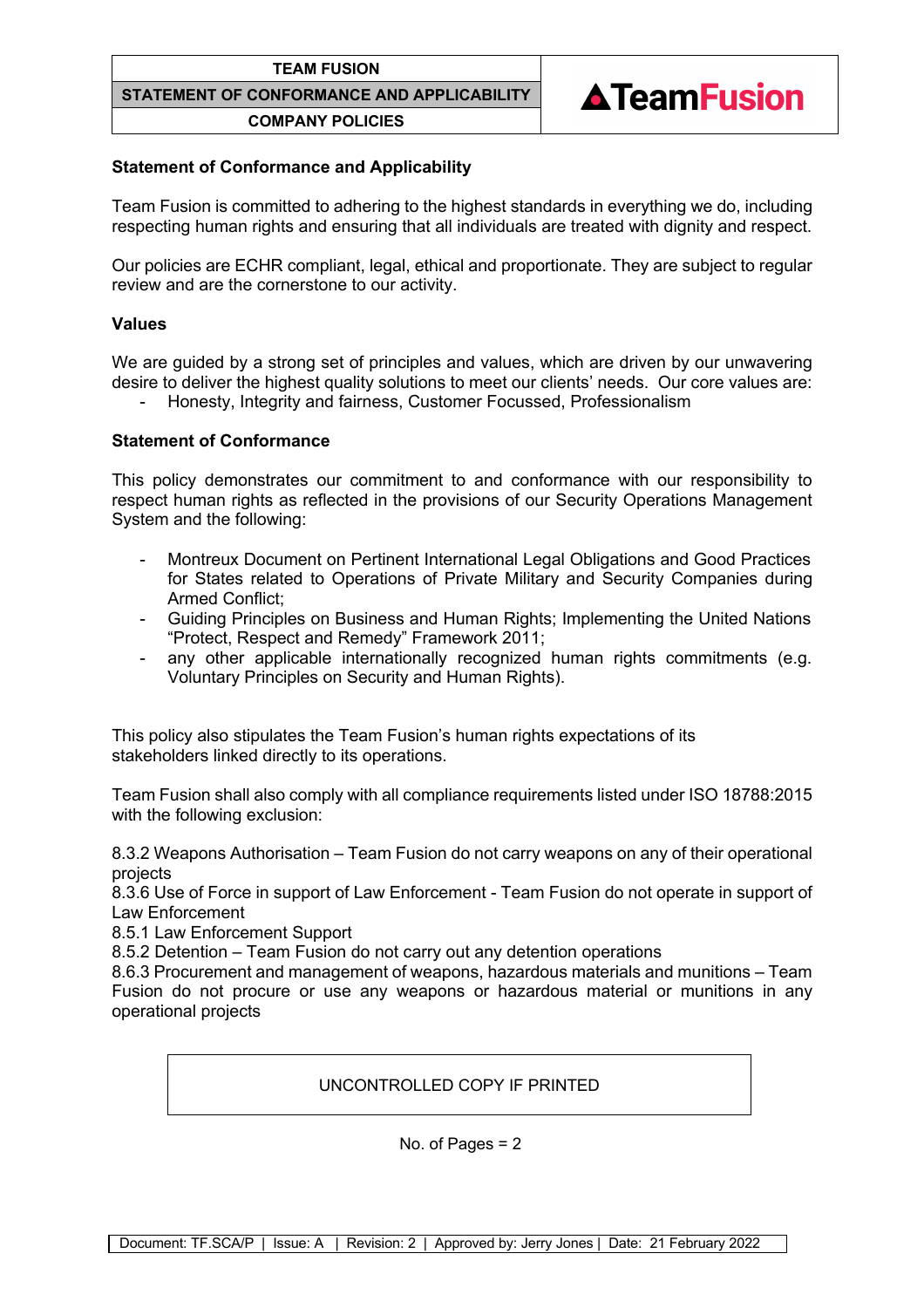## Statement of Conformance and Applicability

Team Fusion is committed to adhering to the highest standards in everything we do, including respecting human rights and ensuring that all individuals are treated with dignity and respect.

Our policies are ECHR compliant, legal, ethical and proportionate. They are subject to regular review and are the cornerstone to our activity.

## Values

We are guided by a strong set of principles and values, which are driven by our unwavering desire to deliver the highest quality solutions to meet our clients' needs. Our core values are:

- Honesty, Integrity and fairness, Customer Focussed, Professionalism

## Statement of Conformance

This policy demonstrates our commitment to and conformance with our responsibility to respect human rights as reflected in the provisions of our Security Operations Management System and the following:

- Montreux Document on Pertinent International Legal Obligations and Good Practices for States related to Operations of Private Military and Security Companies during Armed Conflict;
- Guiding Principles on Business and Human Rights; Implementing the United Nations "Protect, Respect and Remedy" Framework 2011;
- any other applicable internationally recognized human rights commitments (e.g. Voluntary Principles on Security and Human Rights).

This policy also stipulates the Team Fusion's human rights expectations of its stakeholders linked directly to its operations.

Team Fusion shall also comply with all compliance requirements listed under ISO 18788:2015 with the following exclusion:

8.3.2 Weapons Authorisation – Team Fusion do not carry weapons on any of their operational projects
8.3.6 Use of Force in support of Law Enforcement - Team Fusion do not operate in support of Law Enforcement
8.5.1 Law Enforcement Support
8.5.2 Detention – Team Fusion do not carry out any detention operations
8.6.3 Procurement and management of weapons, hazardous materials and munitions – Team Fusion do not procure or use any weapons or hazardous material or munitions in any operational projects

UNCONTROLLED COPY IF PRINTED

No. of Pages = 2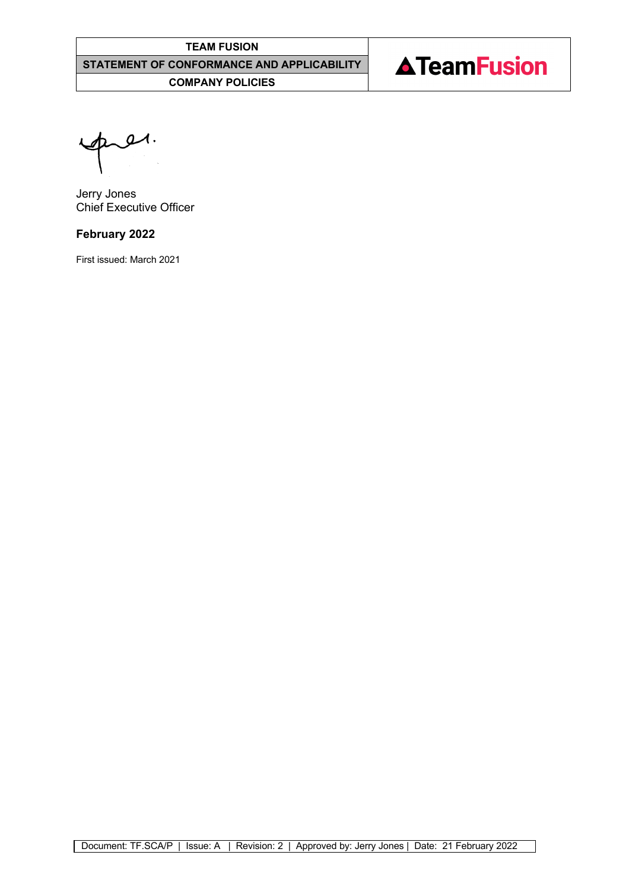Jerry Jones
Chief Executive Officer

**February 2022**

First issued: March 2021